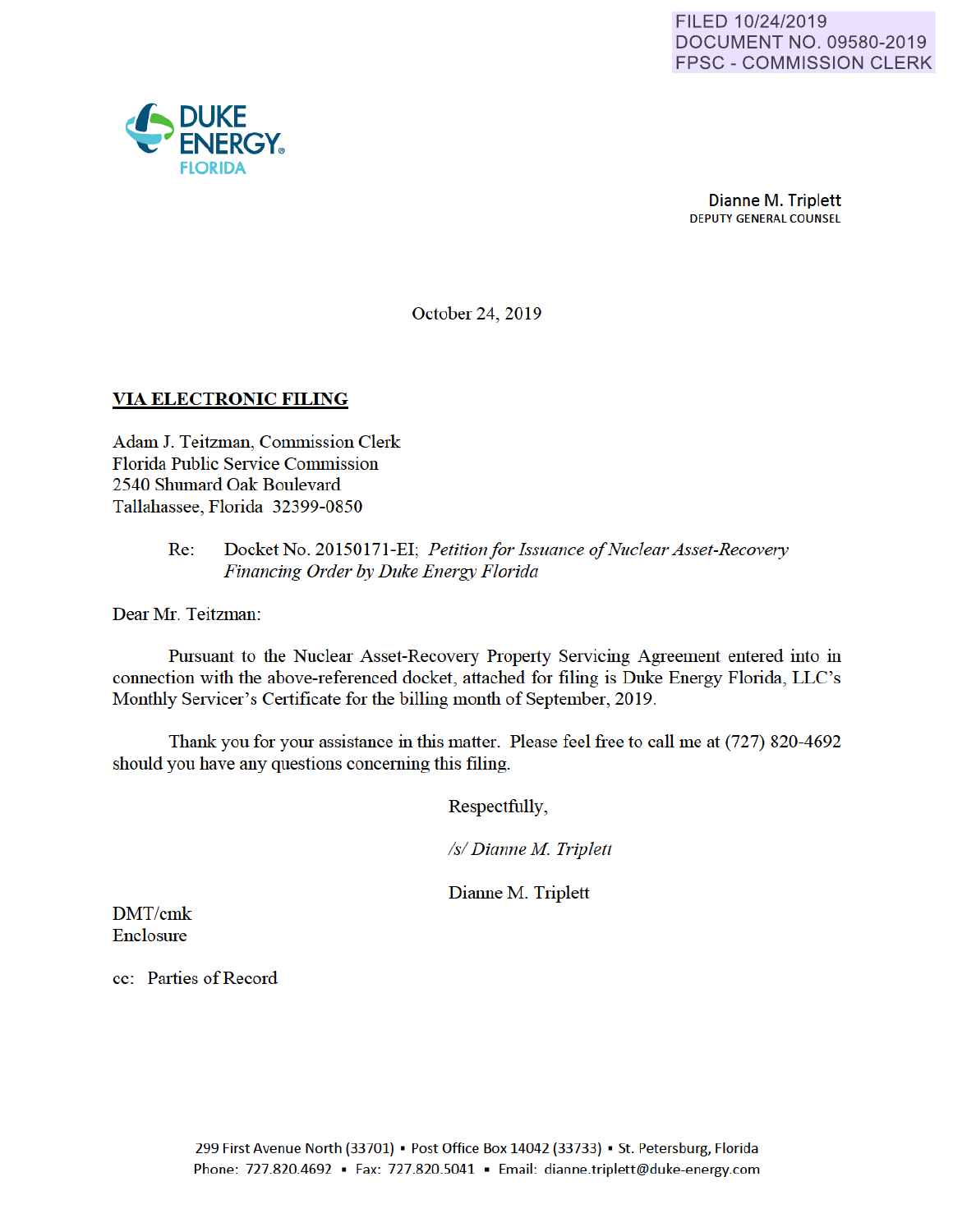FILED 10/24/2019
DOCUMENT NO. 09580-2019
FPSC - COMMISSION CLERK

DUKE ENERGY
FLORIDA

**Dianne M. Triplett**
DEPUTY GENERAL COUNSEL

October 24, 2019

**VIA ELECTRONIC FILING**

Adam J. Teitzman, Commission Clerk
Florida Public Service Commission
2540 Shumard Oak Boulevard
Tallahassee, Florida 32399-0850

Re: Docket No. 20150171-EI; *Petition for Issuance of Nuclear Asset-Recovery Financing Order by Duke Energy Florida*

Dear Mr. Teitzman:

Pursuant to the Nuclear Asset-Recovery Property Servicing Agreement entered into in connection with the above-referenced docket, attached for filing is Duke Energy Florida, LLC's Monthly Servicer's Certificate for the billing month of September, 2019.

Thank you for your assistance in this matter. Please feel free to call me at (727) 820-4692 should you have any questions concerning this filing.

Respectfully,

*/s/ Dianne M. Triplett*

Dianne M. Triplett

DMT/cmk
Enclosure

cc: Parties of Record

299 First Avenue North (33701) ▪ Post Office Box 14042 (33733) ▪ St. Petersburg, Florida
Phone: 727.820.4692 ▪ Fax: 727.820.5041 ▪ Email: dianne.triplett@duke-energy.com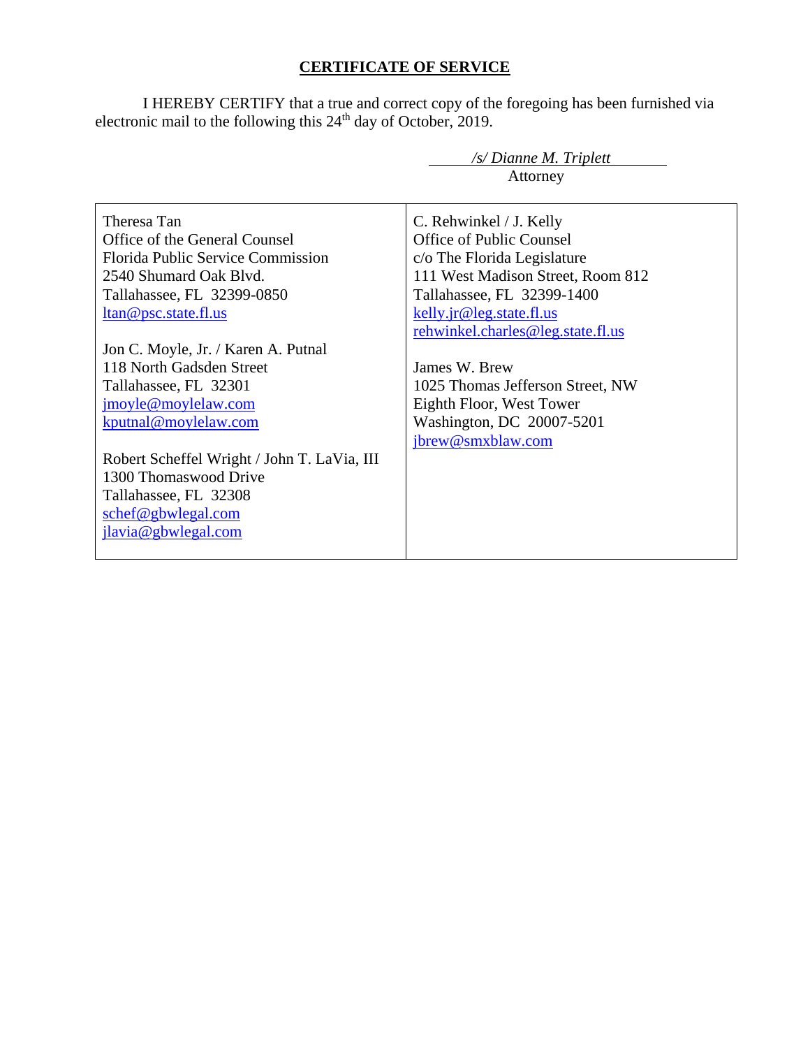## **CERTIFICATE OF SERVICE**

I HEREBY CERTIFY that a true and correct copy of the foregoing has been furnished via electronic mail to the following this 24th day of October, 2019.

*/s/ Dianne M. Triplett*
Attorney

| | |
|---|---|
| Theresa Tan<br>Office of the General Counsel<br>Florida Public Service Commission<br>2540 Shumard Oak Blvd.<br>Tallahassee, FL 32399-0850<br>ltan@psc.state.fl.us<br><br>Jon C. Moyle, Jr. / Karen A. Putnal<br>118 North Gadsden Street<br>Tallahassee, FL 32301<br>jmoyle@moylelaw.com<br>kputnal@moylelaw.com<br><br>Robert Scheffel Wright / John T. LaVia, III<br>1300 Thomaswood Drive<br>Tallahassee, FL 32308<br>schef@gbwlegal.com<br>jlavia@gbwlegal.com | C. Rehwinkel / J. Kelly<br>Office of Public Counsel<br>c/o The Florida Legislature<br>111 West Madison Street, Room 812<br>Tallahassee, FL 32399-1400<br>kelly.jr@leg.state.fl.us<br>rehwinkel.charles@leg.state.fl.us<br><br>James W. Brew<br>1025 Thomas Jefferson Street, NW<br>Eighth Floor, West Tower<br>Washington, DC 20007-5201<br>jbrew@smxblaw.com |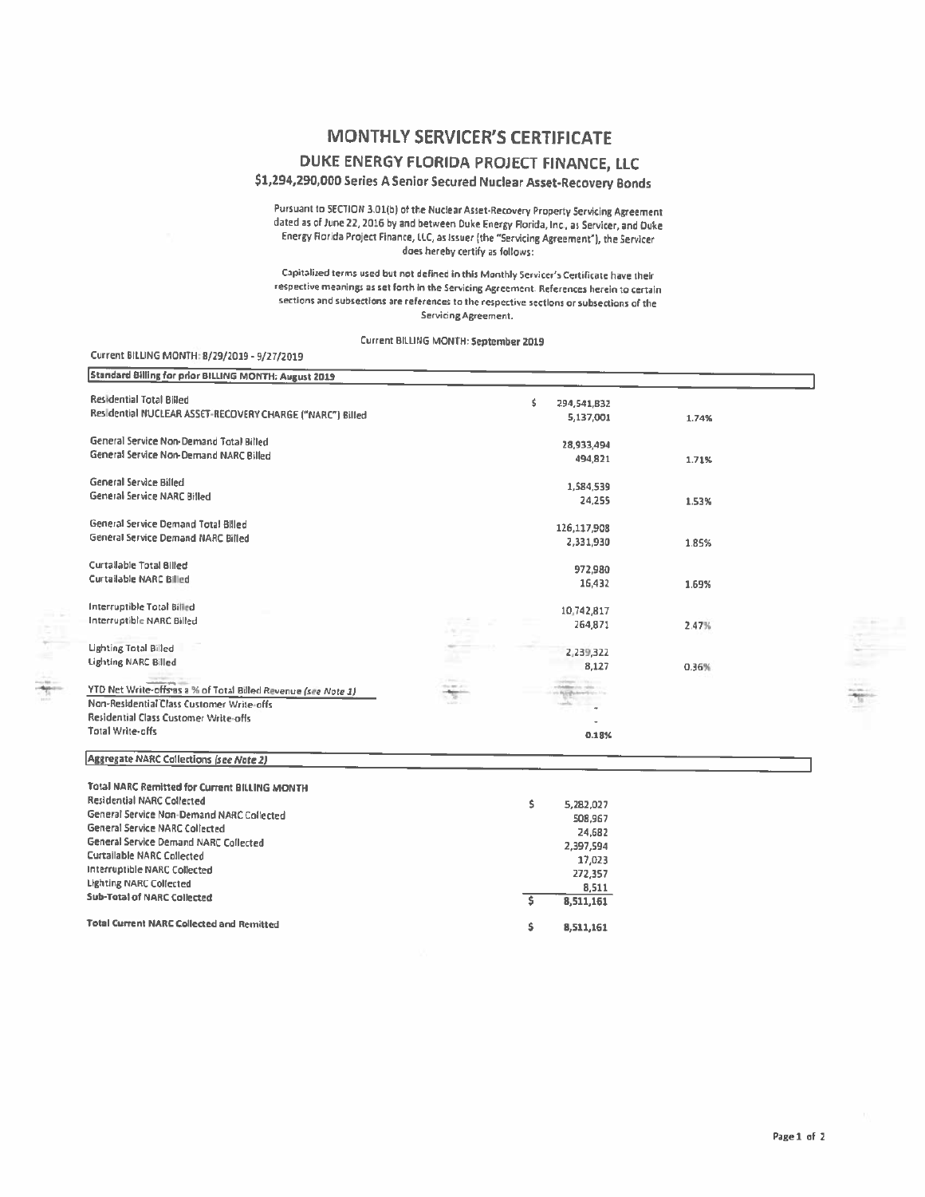# MONTHLY SERVICER'S CERTIFICATE

## DUKE ENERGY FLORIDA PROJECT FINANCE, LLC

### $1,294,290,000 Series A Senior Secured Nuclear Asset-Recovery Bonds

Pursuant to SECTION 3.01(b) of the Nuclear Asset-Recovery Property Servicing Agreement dated as of June 22, 2016 by and between Duke Energy Florida, Inc., as Servicer, and Duke Energy Florida Project Finance, LLC, as Issuer (the "Servicing Agreement"), the Servicer does hereby certify as follows:

Capitalized terms used but not defined in this Monthly Servicer's Certificate have their respective meanings as set forth in the Servicing Agreement. References herein to certain sections and subsections are references to the respective sections or subsections of the Servicing Agreement.

Current BILLING MONTH: September 2019

Current BILLING MONTH: 8/29/2019 - 9/27/2019

| Standard Billing for prior BILLING MONTH: August 2019 | | |
|---|---|---|
| Residential Total Billed | $ 294,541,832 | |
| Residential NUCLEAR ASSET-RECOVERY CHARGE ("NARC") Billed | 5,137,001 | 1.74% |
| General Service Non-Demand Total Billed | 28,933,494 | |
| General Service Non-Demand NARC Billed | 494,821 | 1.71% |
| General Service Billed | 1,584,539 | |
| General Service NARC Billed | 24,255 | 1.53% |
| General Service Demand Total Billed | 126,117,908 | |
| General Service Demand NARC Billed | 2,331,930 | 1.85% |
| Curtailable Total Billed | 972,980 | |
| Curtailable NARC Billed | 16,432 | 1.69% |
| Interruptible Total Billed | 10,742,817 | |
| Interruptible NARC Billed | 264,871 | 2.47% |
| Lighting Total Billed | 2,239,322 | |
| Lighting NARC Billed | 8,127 | 0.36% |
| YTD Net Write-offs as a % of Total Billed Revenue *(see Note 1)* | | |
| Non-Residential Class Customer Write-offs | - | |
| Residential Class Customer Write-offs | - | |
| Total Write-offs | 0.18% | |

| Aggregate NARC Collections *(see Note 2)* | |
|---|---|
| **Total NARC Remitted for Current BILLING MONTH** | |
| Residential NARC Collected | $ 5,282,027 |
| General Service Non-Demand NARC Collected | 508,967 |
| General Service NARC Collected | 24,682 |
| General Service Demand NARC Collected | 2,397,594 |
| Curtailable NARC Collected | 17,023 |
| Interruptible NARC Collected | 272,357 |
| Lighting NARC Collected | 8,511 |
| **Sub-Total of NARC Collected** | **$ 8,511,161** |
| **Total Current NARC Collected and Remitted** | **$ 8,511,161** |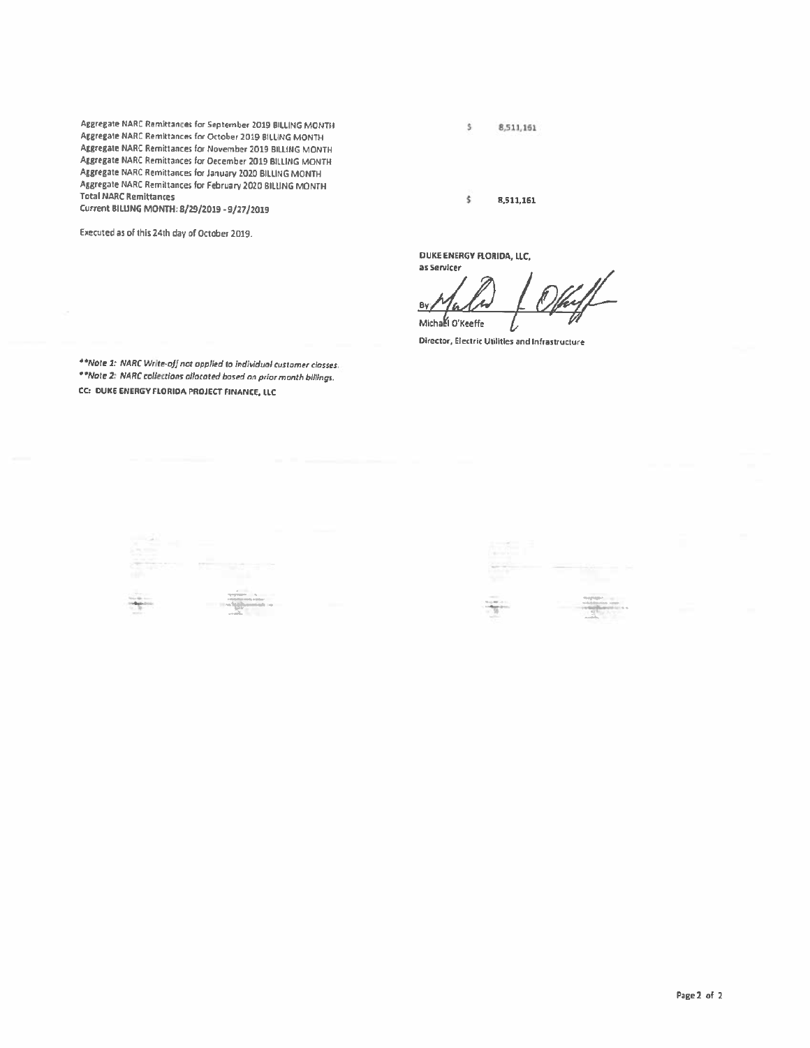| | |
|---|---|
| Aggregate NARC Remittances for September 2019 BILLING MONTH | $ 8,511,161 |
| Aggregate NARC Remittances for October 2019 BILLING MONTH | |
| Aggregate NARC Remittances for November 2019 BILLING MONTH | |
| Aggregate NARC Remittances for December 2019 BILLING MONTH | |
| Aggregate NARC Remittances for January 2020 BILLING MONTH | |
| Aggregate NARC Remittances for February 2020 BILLING MONTH | |
| Total NARC Remittances | $ 8,511,161 |

Current BILLING MONTH: 8/29/2019 - 9/27/2019

Executed as of this 24th day of October 2019.

**DUKE ENERGY FLORIDA, LLC,**
as Servicer

By ______________________
Michael O'Keeffe
Director, Electric Utilities and Infrastructure

*\*\*Note 1: NARC Write-off not applied to individual customer classes.*
*\*\*Note 2: NARC collections allocated based on prior month billings.*

CC: DUKE ENERGY FLORIDA PROJECT FINANCE, LLC